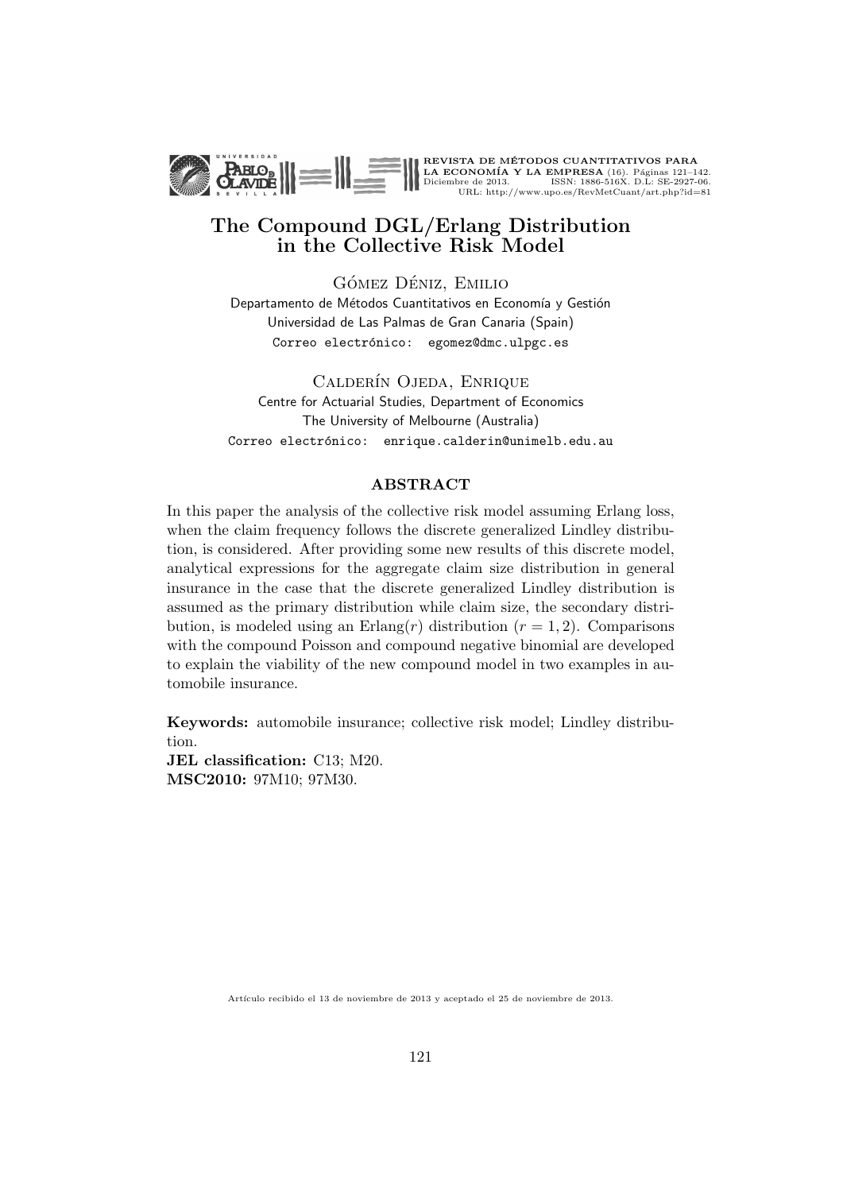# The Compound DGL/Erlang Distribution in the Collective Risk Model

Gómez Déniz, Emilio
Departamento de Métodos Cuantitativos en Economía y Gestión
Universidad de Las Palmas de Gran Canaria (Spain)
Correo electrónico: egomez@dmc.ulpgc.es

Calderín Ojeda, Enrique
Centre for Actuarial Studies, Department of Economics
The University of Melbourne (Australia)
Correo electrónico: enrique.calderin@unimelb.edu.au

## ABSTRACT

In this paper the analysis of the collective risk model assuming Erlang loss, when the claim frequency follows the discrete generalized Lindley distribution, is considered. After providing some new results of this discrete model, analytical expressions for the aggregate claim size distribution in general insurance in the case that the discrete generalized Lindley distribution is assumed as the primary distribution while claim size, the secondary distribution, is modeled using an Erlang($r$) distribution ($r = 1, 2$). Comparisons with the compound Poisson and compound negative binomial are developed to explain the viability of the new compound model in two examples in automobile insurance.

**Keywords:** automobile insurance; collective risk model; Lindley distribution.
**JEL classification:** C13; M20.
**MSC2010:** 97M10; 97M30.

Artículo recibido el 13 de noviembre de 2013 y aceptado el 25 de noviembre de 2013.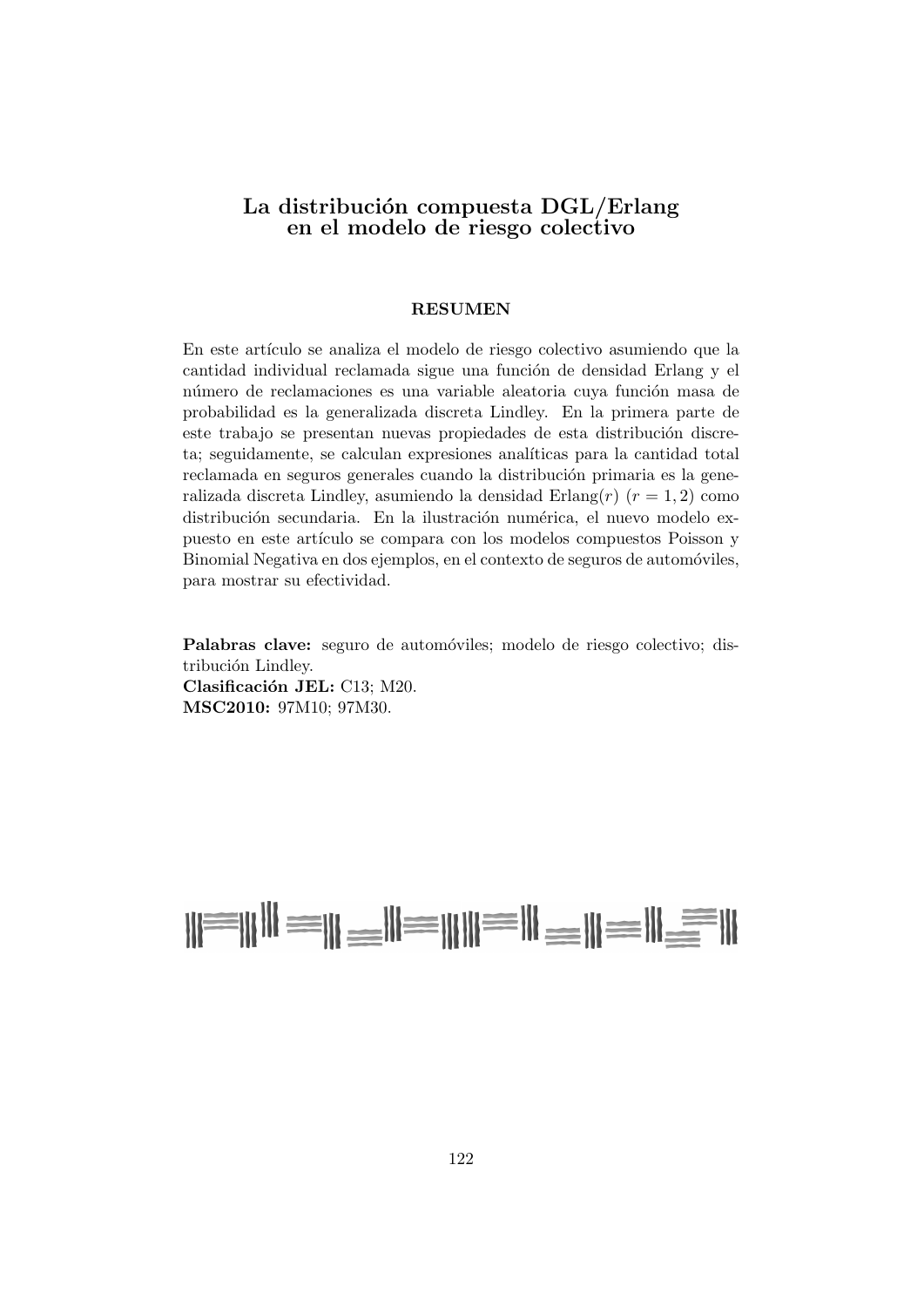# La distribución compuesta DGL/Erlang en el modelo de riesgo colectivo

## RESUMEN

En este artículo se analiza el modelo de riesgo colectivo asumiendo que la cantidad individual reclamada sigue una función de densidad Erlang y el número de reclamaciones es una variable aleatoria cuya función masa de probabilidad es la generalizada discreta Lindley. En la primera parte de este trabajo se presentan nuevas propiedades de esta distribución discreta; seguidamente, se calculan expresiones analíticas para la cantidad total reclamada en seguros generales cuando la distribución primaria es la generalizada discreta Lindley, asumiendo la densidad Erlang($r$) ($r = 1, 2$) como distribución secundaria. En la ilustración numérica, el nuevo modelo expuesto en este artículo se compara con los modelos compuestos Poisson y Binomial Negativa en dos ejemplos, en el contexto de seguros de automóviles, para mostrar su efectividad.

**Palabras clave:** seguro de automóviles; modelo de riesgo colectivo; distribución Lindley.
**Clasificación JEL:** C13; M20.
**MSC2010:** 97M10; 97M30.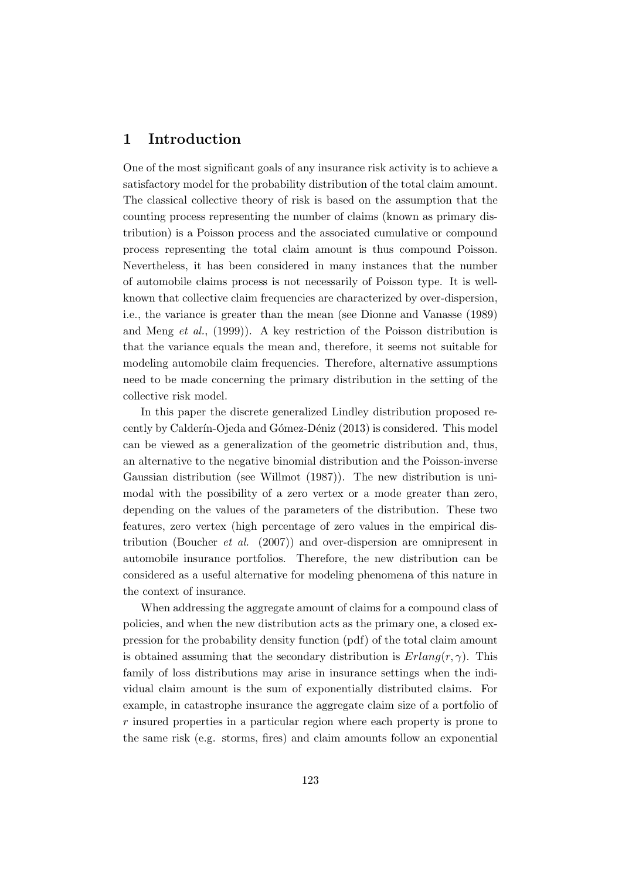# 1 Introduction

One of the most significant goals of any insurance risk activity is to achieve a satisfactory model for the probability distribution of the total claim amount. The classical collective theory of risk is based on the assumption that the counting process representing the number of claims (known as primary distribution) is a Poisson process and the associated cumulative or compound process representing the total claim amount is thus compound Poisson. Nevertheless, it has been considered in many instances that the number of automobile claims process is not necessarily of Poisson type. It is well-known that collective claim frequencies are characterized by over-dispersion, i.e., the variance is greater than the mean (see Dionne and Vanasse (1989) and Meng *et al.*, (1999)). A key restriction of the Poisson distribution is that the variance equals the mean and, therefore, it seems not suitable for modeling automobile claim frequencies. Therefore, alternative assumptions need to be made concerning the primary distribution in the setting of the collective risk model.

In this paper the discrete generalized Lindley distribution proposed recently by Calderín-Ojeda and Gómez-Déniz (2013) is considered. This model can be viewed as a generalization of the geometric distribution and, thus, an alternative to the negative binomial distribution and the Poisson-inverse Gaussian distribution (see Willmot (1987)). The new distribution is unimodal with the possibility of a zero vertex or a mode greater than zero, depending on the values of the parameters of the distribution. These two features, zero vertex (high percentage of zero values in the empirical distribution (Boucher *et al.* (2007)) and over-dispersion are omnipresent in automobile insurance portfolios. Therefore, the new distribution can be considered as a useful alternative for modeling phenomena of this nature in the context of insurance.

When addressing the aggregate amount of claims for a compound class of policies, and when the new distribution acts as the primary one, a closed expression for the probability density function (pdf) of the total claim amount is obtained assuming that the secondary distribution is $Erlang(r, \gamma)$. This family of loss distributions may arise in insurance settings when the individual claim amount is the sum of exponentially distributed claims. For example, in catastrophe insurance the aggregate claim size of a portfolio of $r$ insured properties in a particular region where each property is prone to the same risk (e.g. storms, fires) and claim amounts follow an exponential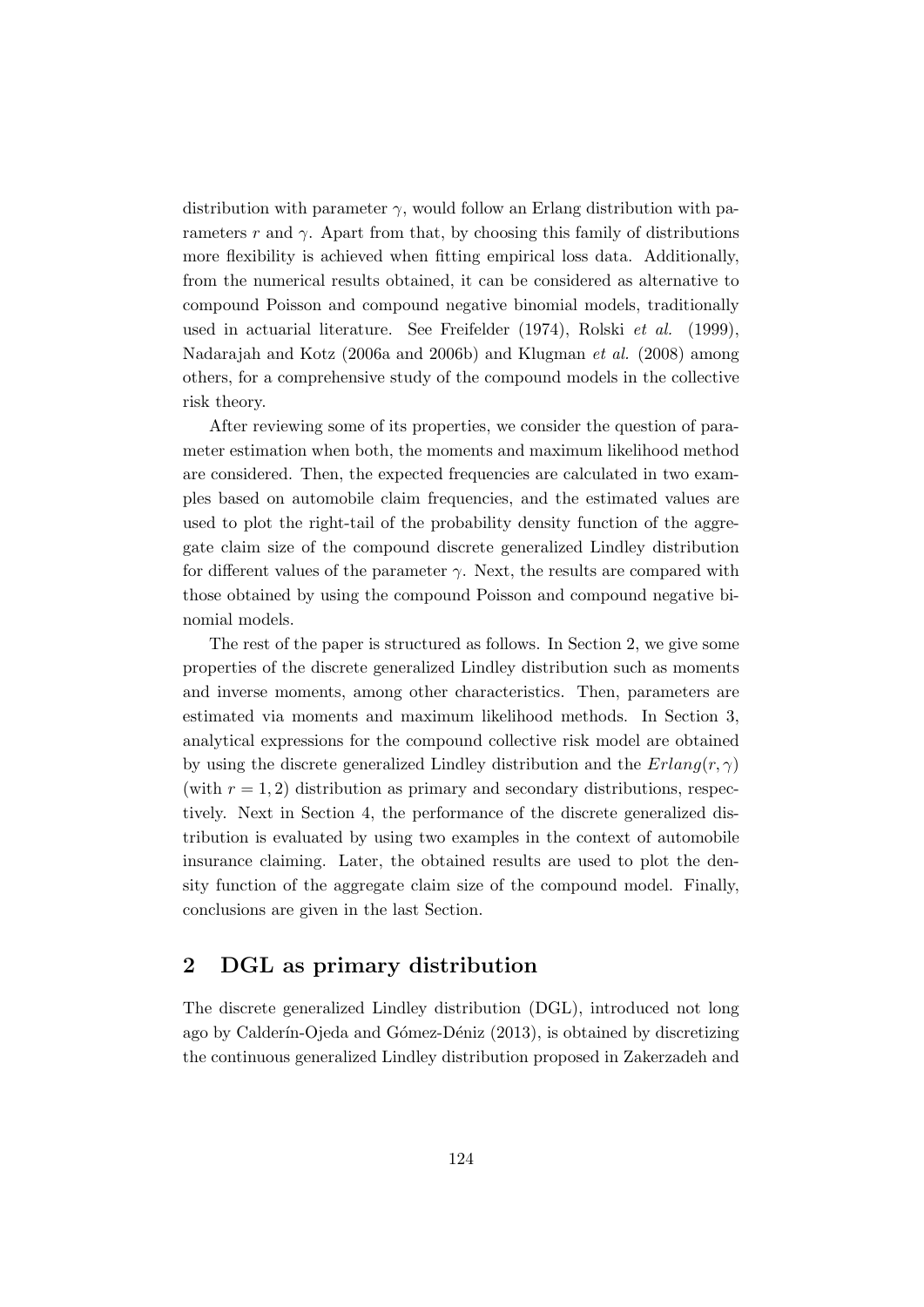distribution with parameter $\gamma$, would follow an Erlang distribution with parameters $r$ and $\gamma$. Apart from that, by choosing this family of distributions more flexibility is achieved when fitting empirical loss data. Additionally, from the numerical results obtained, it can be considered as alternative to compound Poisson and compound negative binomial models, traditionally used in actuarial literature. See Freifelder (1974), Rolski *et al.* (1999), Nadarajah and Kotz (2006a and 2006b) and Klugman *et al.* (2008) among others, for a comprehensive study of the compound models in the collective risk theory.

After reviewing some of its properties, we consider the question of parameter estimation when both, the moments and maximum likelihood method are considered. Then, the expected frequencies are calculated in two examples based on automobile claim frequencies, and the estimated values are used to plot the right-tail of the probability density function of the aggregate claim size of the compound discrete generalized Lindley distribution for different values of the parameter $\gamma$. Next, the results are compared with those obtained by using the compound Poisson and compound negative binomial models.

The rest of the paper is structured as follows. In Section 2, we give some properties of the discrete generalized Lindley distribution such as moments and inverse moments, among other characteristics. Then, parameters are estimated via moments and maximum likelihood methods. In Section 3, analytical expressions for the compound collective risk model are obtained by using the discrete generalized Lindley distribution and the $Erlang(r, \gamma)$ (with $r = 1, 2$) distribution as primary and secondary distributions, respectively. Next in Section 4, the performance of the discrete generalized distribution is evaluated by using two examples in the context of automobile insurance claiming. Later, the obtained results are used to plot the density function of the aggregate claim size of the compound model. Finally, conclusions are given in the last Section.

## 2 DGL as primary distribution

The discrete generalized Lindley distribution (DGL), introduced not long ago by Calderín-Ojeda and Gómez-Déniz (2013), is obtained by discretizing the continuous generalized Lindley distribution proposed in Zakerzadeh and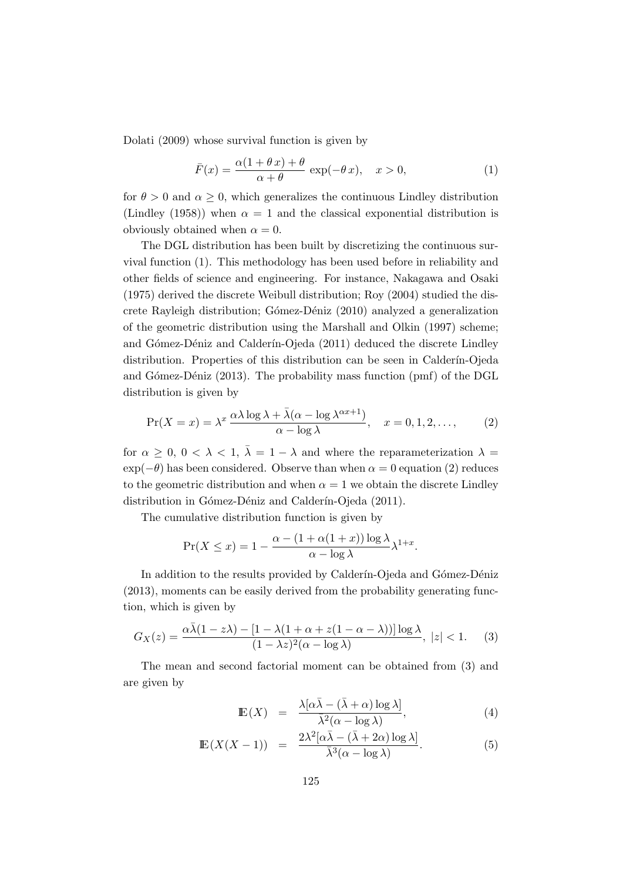Dolati (2009) whose survival function is given by

$$\bar{F}(x) = \frac{\alpha(1+\theta\,x)+\theta}{\alpha+\theta}\,\exp(-\theta\,x), \quad x>0, \tag{1}$$

for $\theta > 0$ and $\alpha \geq 0$, which generalizes the continuous Lindley distribution (Lindley (1958)) when $\alpha = 1$ and the classical exponential distribution is obviously obtained when $\alpha = 0$.

The DGL distribution has been built by discretizing the continuous survival function (1). This methodology has been used before in reliability and other fields of science and engineering. For instance, Nakagawa and Osaki (1975) derived the discrete Weibull distribution; Roy (2004) studied the discrete Rayleigh distribution; Gómez-Déniz (2010) analyzed a generalization of the geometric distribution using the Marshall and Olkin (1997) scheme; and Gómez-Déniz and Calderín-Ojeda (2011) deduced the discrete Lindley distribution. Properties of this distribution can be seen in Calderín-Ojeda and Gómez-Déniz (2013). The probability mass function (pmf) of the DGL distribution is given by

$$\Pr(X=x) = \lambda^x\,\frac{\alpha\lambda\log\lambda+\bar{\lambda}(\alpha-\log\lambda^{\alpha x+1})}{\alpha-\log\lambda}, \quad x=0,1,2,\ldots, \tag{2}$$

for $\alpha \geq 0$, $0<\lambda<1$, $\bar{\lambda} = 1-\lambda$ and where the reparameterization $\lambda = \exp(-\theta)$ has been considered. Observe than when $\alpha = 0$ equation (2) reduces to the geometric distribution and when $\alpha = 1$ we obtain the discrete Lindley distribution in Gómez-Déniz and Calderín-Ojeda (2011).

The cumulative distribution function is given by

$$\Pr(X\leq x) = 1-\frac{\alpha-(1+\alpha(1+x))\log\lambda}{\alpha-\log\lambda}\lambda^{1+x}.$$

In addition to the results provided by Calderín-Ojeda and Gómez-Déniz (2013), moments can be easily derived from the probability generating function, which is given by

$$G_X(z) = \frac{\alpha\bar{\lambda}(1-z\lambda)-[1-\lambda(1+\alpha+z(1-\alpha-\lambda))]\log\lambda}{(1-\lambda z)^2(\alpha-\log\lambda)}, \ |z|<1. \tag{3}$$

The mean and second factorial moment can be obtained from (3) and are given by

$$\mathbb{E}(X) = \frac{\lambda[\alpha\bar{\lambda}-(\bar{\lambda}+\alpha)\log\lambda]}{\bar{\lambda}^2(\alpha-\log\lambda)}, \tag{4}$$

$$\mathbb{E}(X(X-1)) = \frac{2\lambda^2[\alpha\bar{\lambda}-(\bar{\lambda}+2\alpha)\log\lambda]}{\bar{\lambda}^3(\alpha-\log\lambda)}. \tag{5}$$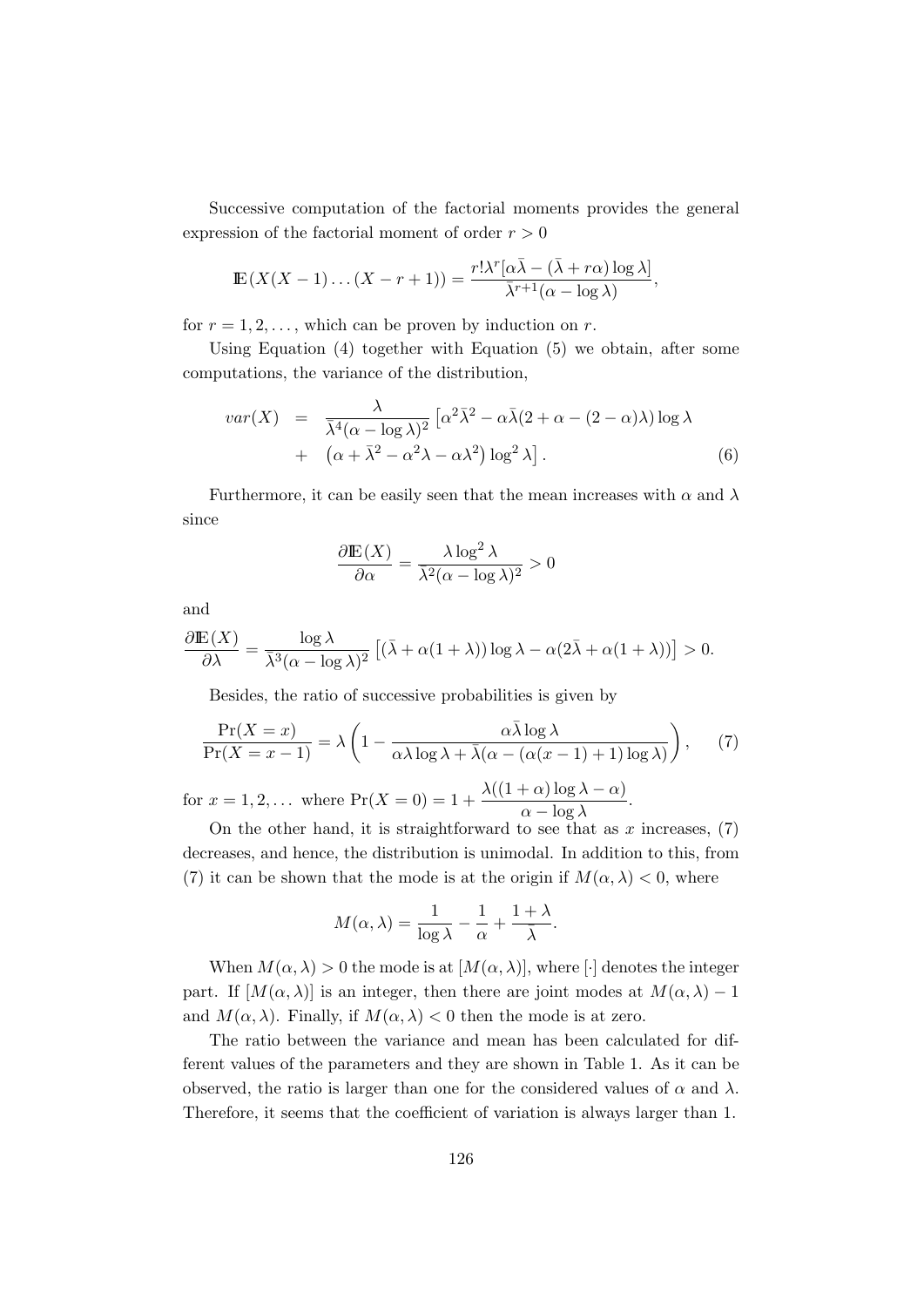Successive computation of the factorial moments provides the general expression of the factorial moment of order $r > 0$

$$\mathbb{E}(X(X-1)\dots(X-r+1)) = \frac{r!\lambda^r[\alpha\bar{\lambda} - (\bar{\lambda} + r\alpha)\log\lambda]}{\bar{\lambda}^{r+1}(\alpha - \log\lambda)},$$

for $r = 1, 2, \dots$, which can be proven by induction on $r$.

Using Equation (4) together with Equation (5) we obtain, after some computations, the variance of the distribution,

$$\begin{aligned} var(X) &= \frac{\lambda}{\bar{\lambda}^4(\alpha - \log\lambda)^2}\left[\alpha^2\bar{\lambda}^2 - \alpha\bar{\lambda}(2 + \alpha - (2-\alpha)\lambda)\log\lambda \right. \\ &+ \left. \left(\alpha + \bar{\lambda}^2 - \alpha^2\lambda - \alpha\lambda^2\right)\log^2\lambda\right]. \end{aligned} \tag{6}$$

Furthermore, it can be easily seen that the mean increases with $\alpha$ and $\lambda$ since

$$\frac{\partial\mathbb{E}(X)}{\partial\alpha} = \frac{\lambda\log^2\lambda}{\bar{\lambda}^2(\alpha - \log\lambda)^2} > 0$$

and

$$\frac{\partial\mathbb{E}(X)}{\partial\lambda} = \frac{\log\lambda}{\bar{\lambda}^3(\alpha - \log\lambda)^2}\left[(\bar{\lambda} + \alpha(1+\lambda))\log\lambda - \alpha(2\bar{\lambda} + \alpha(1+\lambda))\right] > 0.$$

Besides, the ratio of successive probabilities is given by

$$\frac{\Pr(X = x)}{\Pr(X = x-1)} = \lambda\left(1 - \frac{\alpha\bar{\lambda}\log\lambda}{\alpha\lambda\log\lambda + \bar{\lambda}(\alpha - (\alpha(x-1)+1)\log\lambda)}\right), \tag{7}$$

for $x = 1, 2, \dots$ where $\Pr(X = 0) = 1 + \dfrac{\lambda((1+\alpha)\log\lambda - \alpha)}{\alpha - \log\lambda}$.

On the other hand, it is straightforward to see that as $x$ increases, (7) decreases, and hence, the distribution is unimodal. In addition to this, from (7) it can be shown that the mode is at the origin if $M(\alpha, \lambda) < 0$, where

$$M(\alpha, \lambda) = \frac{1}{\log\lambda} - \frac{1}{\alpha} + \frac{1+\lambda}{\bar{\lambda}}.$$

When $M(\alpha, \lambda) > 0$ the mode is at $[M(\alpha, \lambda)]$, where $[\cdot]$ denotes the integer part. If $[M(\alpha, \lambda)]$ is an integer, then there are joint modes at $M(\alpha, \lambda) - 1$ and $M(\alpha, \lambda)$. Finally, if $M(\alpha, \lambda) < 0$ then the mode is at zero.

The ratio between the variance and mean has been calculated for different values of the parameters and they are shown in Table 1. As it can be observed, the ratio is larger than one for the considered values of $\alpha$ and $\lambda$. Therefore, it seems that the coefficient of variation is always larger than 1.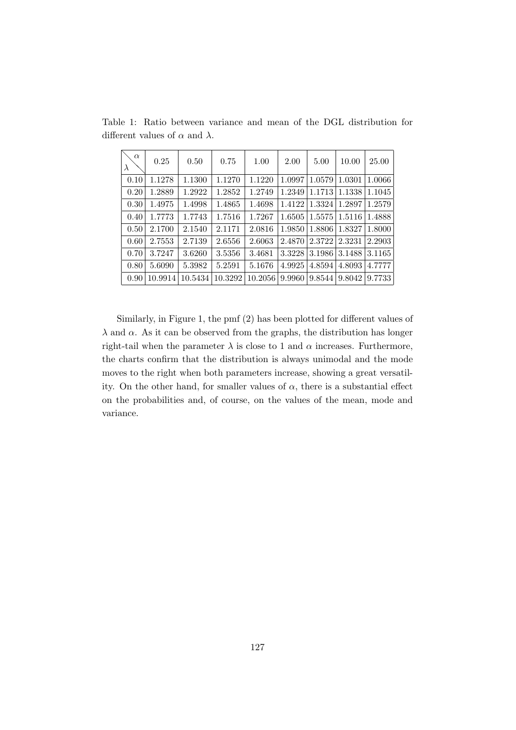Table 1: Ratio between variance and mean of the DGL distribution for different values of $\alpha$ and $\lambda$.

| $\lambda$ \ $\alpha$ | 0.25 | 0.50 | 0.75 | 1.00 | 2.00 | 5.00 | 10.00 | 25.00 |
|---|---|---|---|---|---|---|---|---|
| 0.10 | 1.1278 | 1.1300 | 1.1270 | 1.1220 | 1.0997 | 1.0579 | 1.0301 | 1.0066 |
| 0.20 | 1.2889 | 1.2922 | 1.2852 | 1.2749 | 1.2349 | 1.1713 | 1.1338 | 1.1045 |
| 0.30 | 1.4975 | 1.4998 | 1.4865 | 1.4698 | 1.4122 | 1.3324 | 1.2897 | 1.2579 |
| 0.40 | 1.7773 | 1.7743 | 1.7516 | 1.7267 | 1.6505 | 1.5575 | 1.5116 | 1.4888 |
| 0.50 | 2.1700 | 2.1540 | 2.1171 | 2.0816 | 1.9850 | 1.8806 | 1.8327 | 1.8000 |
| 0.60 | 2.7553 | 2.7139 | 2.6556 | 2.6063 | 2.4870 | 2.3722 | 2.3231 | 2.2903 |
| 0.70 | 3.7247 | 3.6260 | 3.5356 | 3.4681 | 3.3228 | 3.1986 | 3.1488 | 3.1165 |
| 0.80 | 5.6090 | 5.3982 | 5.2591 | 5.1676 | 4.9925 | 4.8594 | 4.8093 | 4.7777 |
| 0.90 | 10.9914 | 10.5434 | 10.3292 | 10.2056 | 9.9960 | 9.8544 | 9.8042 | 9.7733 |

Similarly, in Figure 1, the pmf (2) has been plotted for different values of $\lambda$ and $\alpha$. As it can be observed from the graphs, the distribution has longer right-tail when the parameter $\lambda$ is close to 1 and $\alpha$ increases. Furthermore, the charts confirm that the distribution is always unimodal and the mode moves to the right when both parameters increase, showing a great versatility. On the other hand, for smaller values of $\alpha$, there is a substantial effect on the probabilities and, of course, on the values of the mean, mode and variance.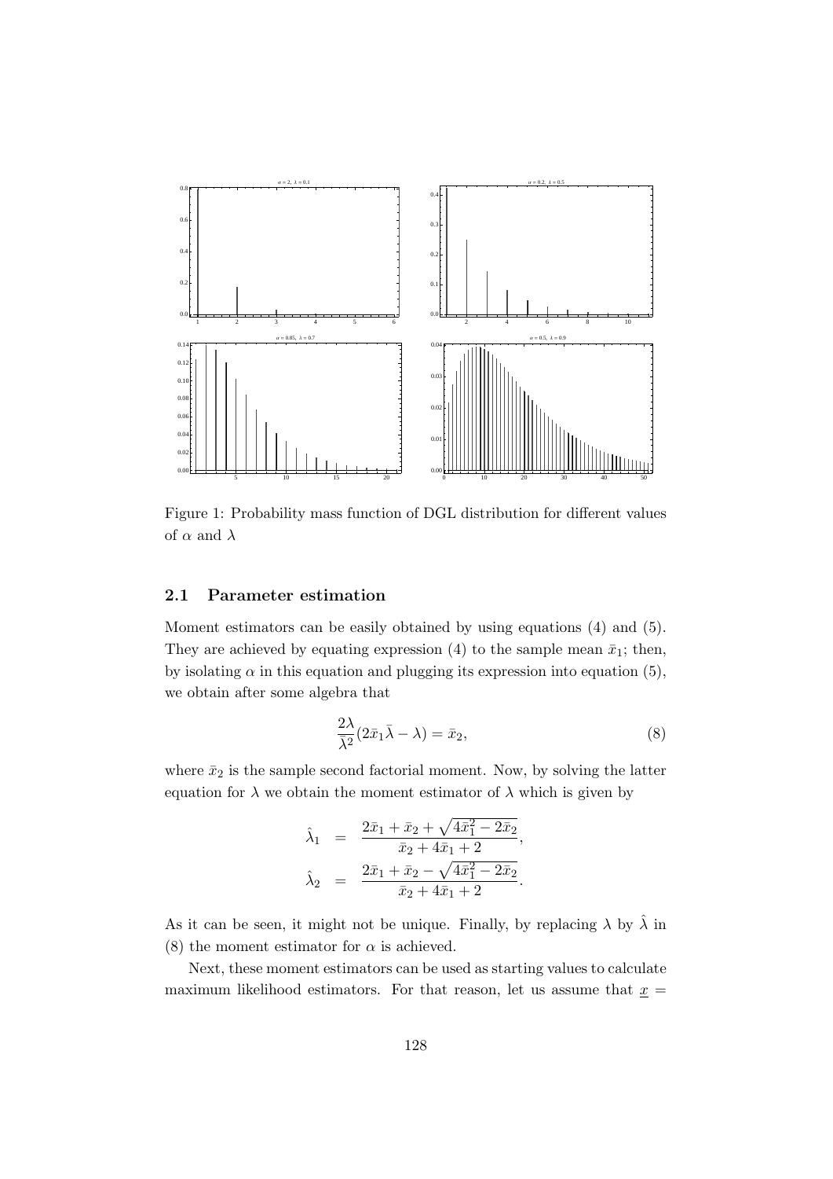Figure 1: Probability mass function of DGL distribution for different values of $\alpha$ and $\lambda$

### 2.1 Parameter estimation

Moment estimators can be easily obtained by using equations (4) and (5). They are achieved by equating expression (4) to the sample mean $\bar{x}_1$; then, by isolating $\alpha$ in this equation and plugging its expression into equation (5), we obtain after some algebra that

$$\frac{2\lambda}{\bar{\lambda}^2}(2\bar{x}_1\bar{\lambda} - \lambda) = \bar{x}_2, \tag{8}$$

where $\bar{x}_2$ is the sample second factorial moment. Now, by solving the latter equation for $\lambda$ we obtain the moment estimator of $\lambda$ which is given by

$$\begin{aligned}
\hat{\lambda}_1 &= \frac{2\bar{x}_1 + \bar{x}_2 + \sqrt{4\bar{x}_1^2 - 2\bar{x}_2}}{\bar{x}_2 + 4\bar{x}_1 + 2}, \\
\hat{\lambda}_2 &= \frac{2\bar{x}_1 + \bar{x}_2 - \sqrt{4\bar{x}_1^2 - 2\bar{x}_2}}{\bar{x}_2 + 4\bar{x}_1 + 2}.
\end{aligned}$$

As it can be seen, it might not be unique. Finally, by replacing $\lambda$ by $\hat{\lambda}$ in (8) the moment estimator for $\alpha$ is achieved.

Next, these moment estimators can be used as starting values to calculate maximum likelihood estimators. For that reason, let us assume that $\underline{x} =$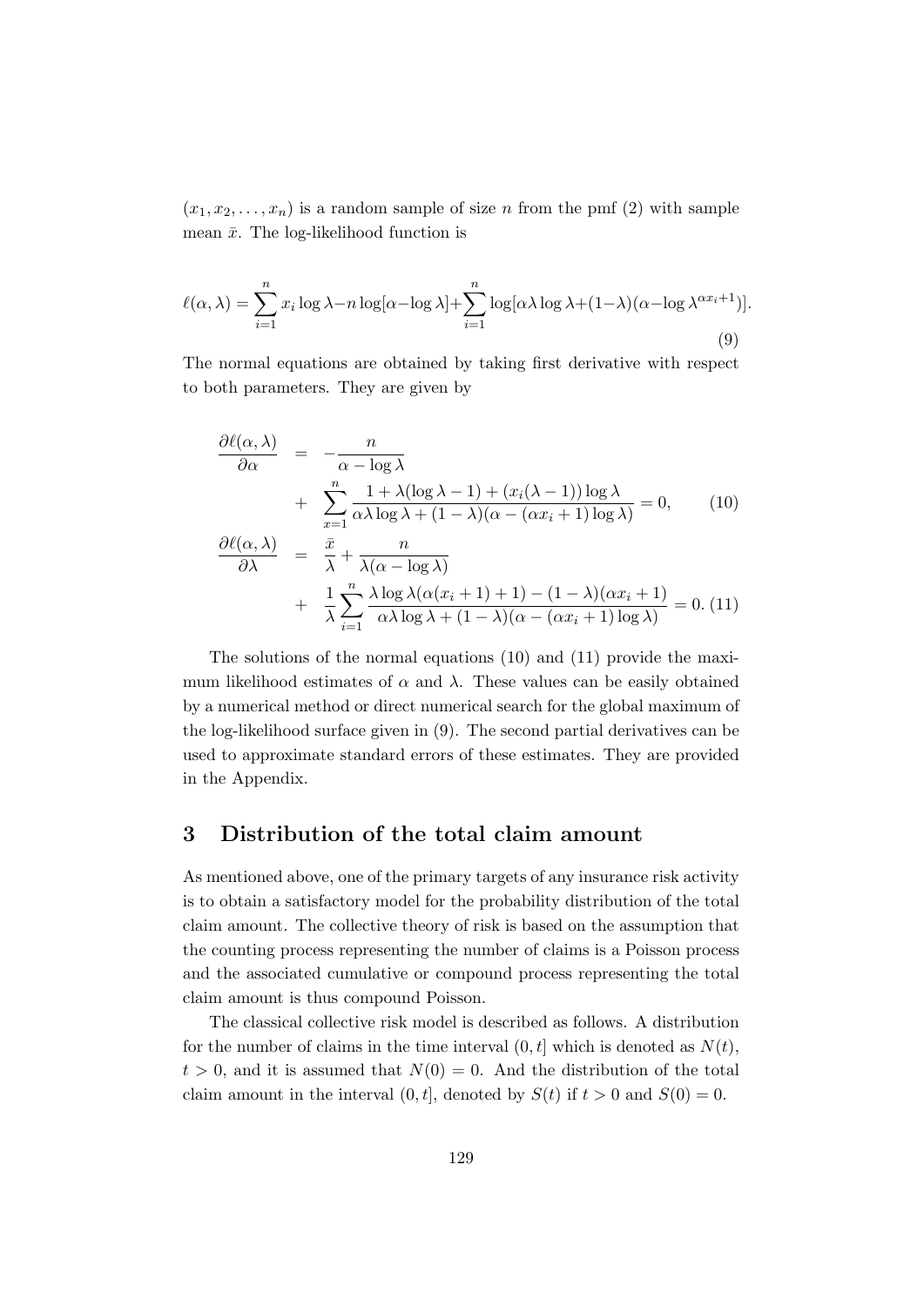$(x_1, x_2, \ldots, x_n)$ is a random sample of size $n$ from the pmf (2) with sample mean $\bar{x}$. The log-likelihood function is

$$\ell(\alpha, \lambda) = \sum_{i=1}^{n} x_i \log \lambda - n \log[\alpha - \log \lambda] + \sum_{i=1}^{n} \log[\alpha\lambda \log \lambda + (1-\lambda)(\alpha - \log \lambda^{\alpha x_i + 1})]. \tag{9}$$

The normal equations are obtained by taking first derivative with respect to both parameters. They are given by

$$\begin{aligned}
\frac{\partial \ell(\alpha, \lambda)}{\partial \alpha} &= -\frac{n}{\alpha - \log \lambda} \\
&+ \sum_{x=1}^{n} \frac{1 + \lambda(\log \lambda - 1) + (x_i(\lambda - 1)) \log \lambda}{\alpha\lambda \log \lambda + (1-\lambda)(\alpha - (\alpha x_i + 1) \log \lambda)} = 0, \qquad (10) \\
\frac{\partial \ell(\alpha, \lambda)}{\partial \lambda} &= \frac{\bar{x}}{\lambda} + \frac{n}{\lambda(\alpha - \log \lambda)} \\
&+ \frac{1}{\lambda} \sum_{i=1}^{n} \frac{\lambda \log \lambda(\alpha(x_i + 1) + 1) - (1-\lambda)(\alpha x_i + 1)}{\alpha\lambda \log \lambda + (1-\lambda)(\alpha - (\alpha x_i + 1) \log \lambda)} = 0. \quad (11)
\end{aligned}$$

The solutions of the normal equations (10) and (11) provide the maximum likelihood estimates of $\alpha$ and $\lambda$. These values can be easily obtained by a numerical method or direct numerical search for the global maximum of the log-likelihood surface given in (9). The second partial derivatives can be used to approximate standard errors of these estimates. They are provided in the Appendix.

## 3 Distribution of the total claim amount

As mentioned above, one of the primary targets of any insurance risk activity is to obtain a satisfactory model for the probability distribution of the total claim amount. The collective theory of risk is based on the assumption that the counting process representing the number of claims is a Poisson process and the associated cumulative or compound process representing the total claim amount is thus compound Poisson.

The classical collective risk model is described as follows. A distribution for the number of claims in the time interval $(0, t]$ which is denoted as $N(t)$, $t > 0$, and it is assumed that $N(0) = 0$. And the distribution of the total claim amount in the interval $(0, t]$, denoted by $S(t)$ if $t > 0$ and $S(0) = 0$.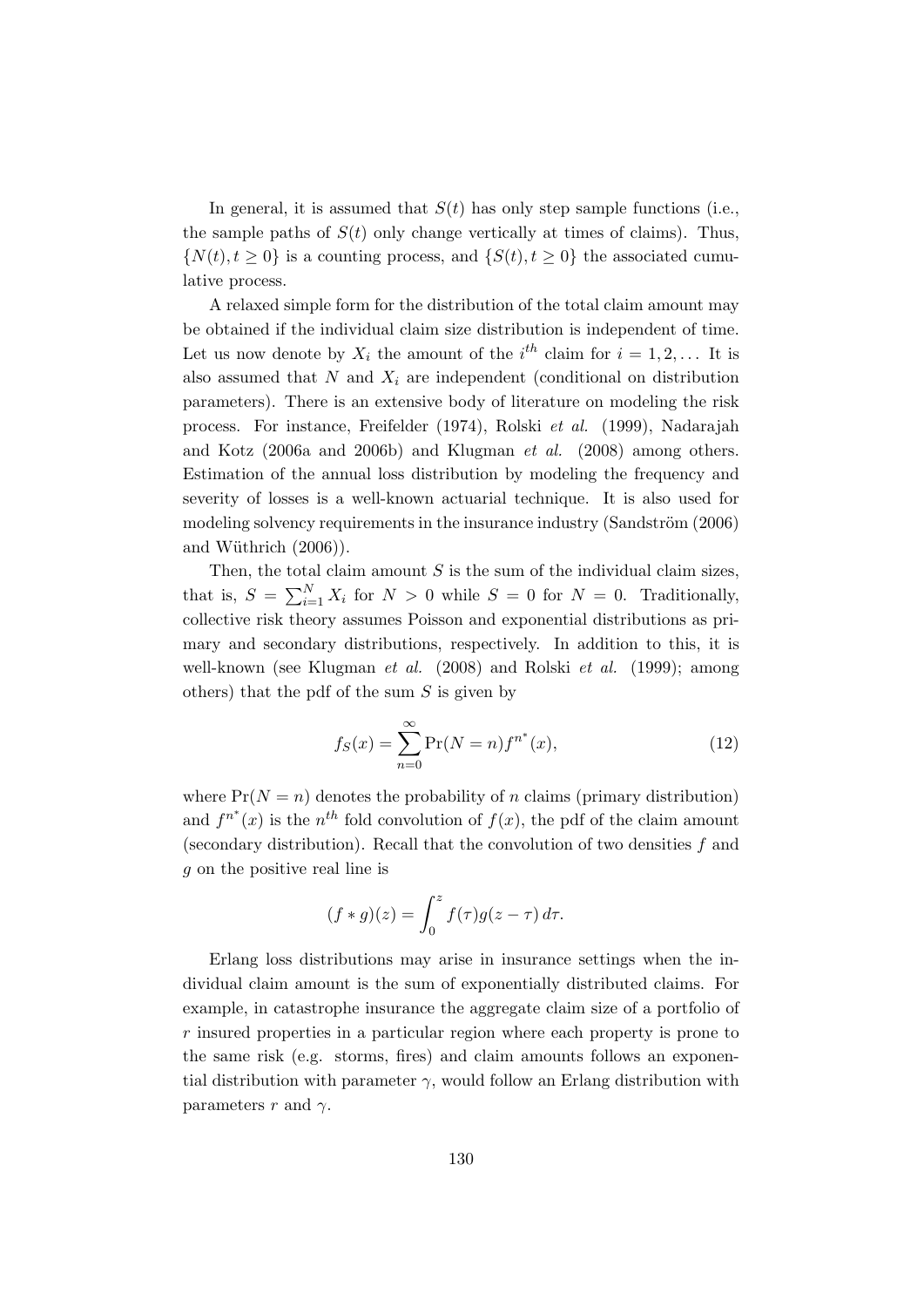In general, it is assumed that $S(t)$ has only step sample functions (i.e., the sample paths of $S(t)$ only change vertically at times of claims). Thus, $\{N(t), t \geq 0\}$ is a counting process, and $\{S(t), t \geq 0\}$ the associated cumulative process.

A relaxed simple form for the distribution of the total claim amount may be obtained if the individual claim size distribution is independent of time. Let us now denote by $X_i$ the amount of the $i^{th}$ claim for $i = 1, 2, \ldots$ It is also assumed that $N$ and $X_i$ are independent (conditional on distribution parameters). There is an extensive body of literature on modeling the risk process. For instance, Freifelder (1974), Rolski *et al.* (1999), Nadarajah and Kotz (2006a and 2006b) and Klugman *et al.* (2008) among others. Estimation of the annual loss distribution by modeling the frequency and severity of losses is a well-known actuarial technique. It is also used for modeling solvency requirements in the insurance industry (Sandström (2006) and Wüthrich (2006)).

Then, the total claim amount $S$ is the sum of the individual claim sizes, that is, $S = \sum_{i=1}^{N} X_i$ for $N > 0$ while $S = 0$ for $N = 0$. Traditionally, collective risk theory assumes Poisson and exponential distributions as primary and secondary distributions, respectively. In addition to this, it is well-known (see Klugman *et al.* (2008) and Rolski *et al.* (1999); among others) that the pdf of the sum $S$ is given by

$$f_S(x) = \sum_{n=0}^{\infty} \Pr(N = n) f^{n^*}(x), \tag{12}$$

where $\Pr(N = n)$ denotes the probability of $n$ claims (primary distribution) and $f^{n^*}(x)$ is the $n^{th}$ fold convolution of $f(x)$, the pdf of the claim amount (secondary distribution). Recall that the convolution of two densities $f$ and $g$ on the positive real line is

$$(f * g)(z) = \int_0^z f(\tau) g(z - \tau)\, d\tau.$$

Erlang loss distributions may arise in insurance settings when the individual claim amount is the sum of exponentially distributed claims. For example, in catastrophe insurance the aggregate claim size of a portfolio of $r$ insured properties in a particular region where each property is prone to the same risk (e.g. storms, fires) and claim amounts follows an exponential distribution with parameter $\gamma$, would follow an Erlang distribution with parameters $r$ and $\gamma$.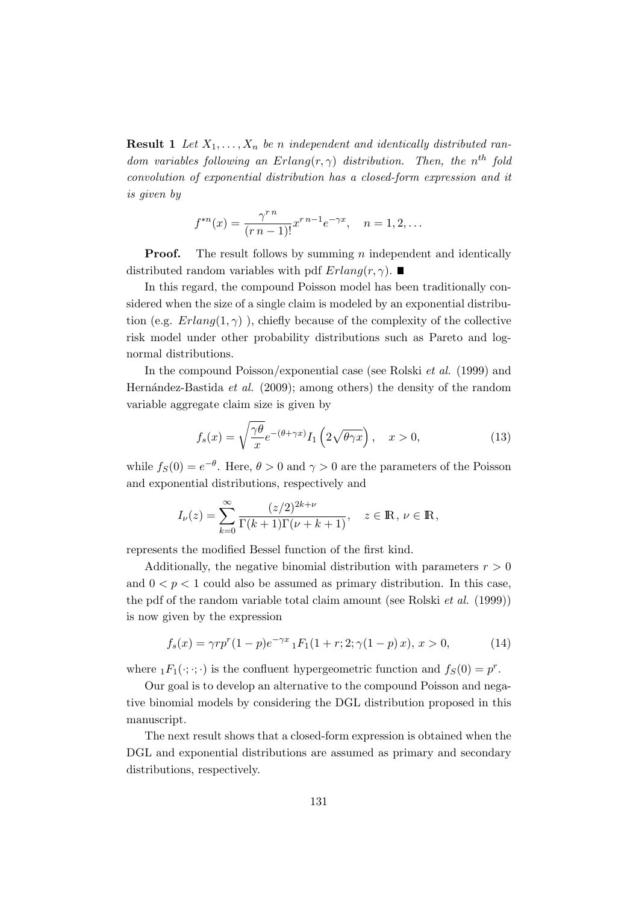**Result 1** *Let $X_1, \ldots, X_n$ be $n$ independent and identically distributed random variables following an $Erlang(r, \gamma)$ distribution. Then, the $n^{th}$ fold convolution of exponential distribution has a closed-form expression and it is given by*

$$f^{*n}(x) = \frac{\gamma^{r\,n}}{(r\,n-1)!} x^{r\,n-1} e^{-\gamma x}, \quad n = 1, 2, \ldots$$

**Proof.** The result follows by summing $n$ independent and identically distributed random variables with pdf $Erlang(r, \gamma)$. ■

In this regard, the compound Poisson model has been traditionally considered when the size of a single claim is modeled by an exponential distribution (e.g. $Erlang(1, \gamma)$ ), chiefly because of the complexity of the collective risk model under other probability distributions such as Pareto and lognormal distributions.

In the compound Poisson/exponential case (see Rolski *et al.* (1999) and Hernández-Bastida *et al.* (2009); among others) the density of the random variable aggregate claim size is given by

$$f_s(x) = \sqrt{\frac{\gamma\theta}{x}} e^{-(\theta+\gamma x)} I_1\left(2\sqrt{\theta\gamma x}\right), \quad x > 0, \tag{13}$$

while $f_S(0) = e^{-\theta}$. Here, $\theta > 0$ and $\gamma > 0$ are the parameters of the Poisson and exponential distributions, respectively and

$$I_\nu(z) = \sum_{k=0}^{\infty} \frac{(z/2)^{2k+\nu}}{\Gamma(k+1)\Gamma(\nu+k+1)}, \quad z \in \mathbb{R},\, \nu \in \mathbb{R},$$

represents the modified Bessel function of the first kind.

Additionally, the negative binomial distribution with parameters $r > 0$ and $0 < p < 1$ could also be assumed as primary distribution. In this case, the pdf of the random variable total claim amount (see Rolski *et al.* (1999)) is now given by the expression

$$f_s(x) = \gamma r p^r (1-p) e^{-\gamma x}\, {}_1F_1(1+r; 2; \gamma(1-p)\,x),\; x > 0, \tag{14}$$

where ${}_1F_1(\cdot;\cdot;\cdot)$ is the confluent hypergeometric function and $f_S(0) = p^r$.

Our goal is to develop an alternative to the compound Poisson and negative binomial models by considering the DGL distribution proposed in this manuscript.

The next result shows that a closed-form expression is obtained when the DGL and exponential distributions are assumed as primary and secondary distributions, respectively.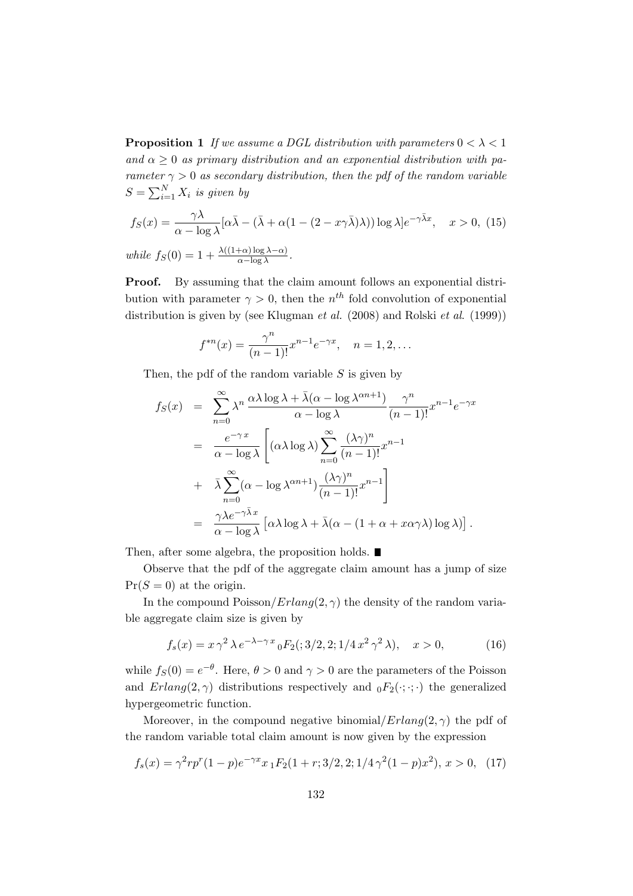**Proposition 1** *If we assume a DGL distribution with parameters $0 < \lambda < 1$ and $\alpha \geq 0$ as primary distribution and an exponential distribution with parameter $\gamma > 0$ as secondary distribution, then the pdf of the random variable $S = \sum_{i=1}^{N} X_i$ is given by*

$$f_S(x) = \frac{\gamma\lambda}{\alpha - \log\lambda}[\alpha\bar{\lambda} - (\bar{\lambda} + \alpha(1 - (2 - x\gamma\bar{\lambda})\lambda))\log\lambda]e^{-\gamma\bar{\lambda}x}, \quad x > 0, \tag{15}$$

*while* $f_S(0) = 1 + \frac{\lambda((1+\alpha)\log\lambda - \alpha)}{\alpha - \log\lambda}$.

**Proof.** By assuming that the claim amount follows an exponential distribution with parameter $\gamma > 0$, then the $n^{th}$ fold convolution of exponential distribution is given by (see Klugman *et al.* (2008) and Rolski *et al.* (1999))

$$f^{*n}(x) = \frac{\gamma^n}{(n-1)!}x^{n-1}e^{-\gamma x}, \quad n = 1, 2, \ldots$$

Then, the pdf of the random variable $S$ is given by

$$\begin{aligned}
f_S(x) &= \sum_{n=0}^{\infty} \lambda^n \frac{\alpha\lambda\log\lambda + \bar{\lambda}(\alpha - \log\lambda^{\alpha n+1})}{\alpha - \log\lambda} \frac{\gamma^n}{(n-1)!}x^{n-1}e^{-\gamma x} \\
&= \frac{e^{-\gamma x}}{\alpha - \log\lambda}\left[(\alpha\lambda\log\lambda)\sum_{n=0}^{\infty}\frac{(\lambda\gamma)^n}{(n-1)!}x^{n-1}\right. \\
&+ \left.\bar{\lambda}\sum_{n=0}^{\infty}(\alpha - \log\lambda^{\alpha n+1})\frac{(\lambda\gamma)^n}{(n-1)!}x^{n-1}\right] \\
&= \frac{\gamma\lambda e^{-\gamma\bar{\lambda}x}}{\alpha - \log\lambda}\left[\alpha\lambda\log\lambda + \bar{\lambda}(\alpha - (1 + \alpha + x\alpha\gamma\lambda)\log\lambda)\right].
\end{aligned}$$

Then, after some algebra, the proposition holds. ∎

Observe that the pdf of the aggregate claim amount has a jump of size $\Pr(S = 0)$ at the origin.

In the compound Poisson/$Erlang(2, \gamma)$ the density of the random variable aggregate claim size is given by

$$f_s(x) = x\,\gamma^2\,\lambda\,e^{-\lambda-\gamma\,x}\,{}_0F_2(;3/2, 2; 1/4\,x^2\,\gamma^2\,\lambda), \quad x > 0, \tag{16}$$

while $f_S(0) = e^{-\theta}$. Here, $\theta > 0$ and $\gamma > 0$ are the parameters of the Poisson and $Erlang(2, \gamma)$ distributions respectively and ${}_0F_2(\cdot;\cdot;\cdot)$ the generalized hypergeometric function.

Moreover, in the compound negative binomial/$Erlang(2, \gamma)$ the pdf of the random variable total claim amount is now given by the expression

$$f_s(x) = \gamma^2 r p^r (1-p) e^{-\gamma x} x\,{}_1F_2(1 + r; 3/2, 2; 1/4\,\gamma^2(1-p)x^2),\ x > 0, \tag{17}$$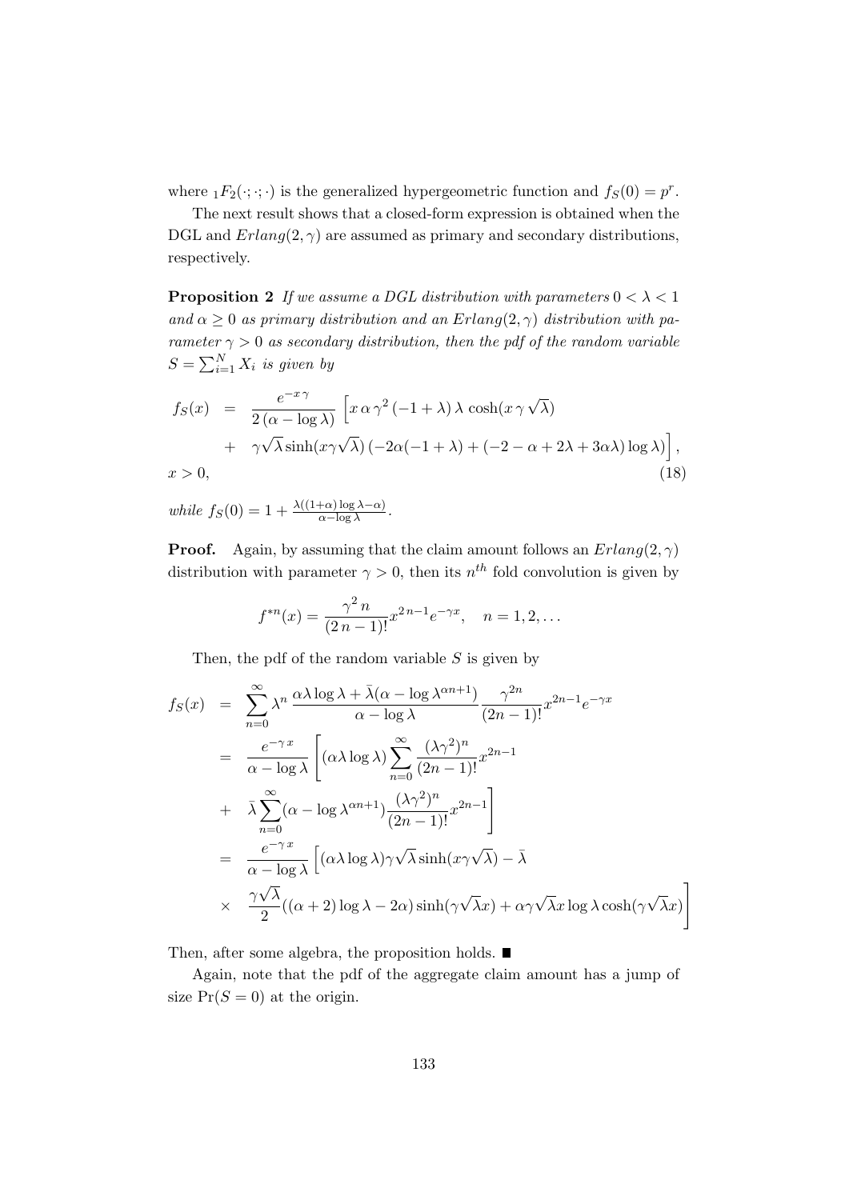where ${}_1F_2(\cdot;\cdot;\cdot)$ is the generalized hypergeometric function and $f_S(0) = p^r$.

The next result shows that a closed-form expression is obtained when the DGL and $Erlang(2, \gamma)$ are assumed as primary and secondary distributions, respectively.

**Proposition 2** *If we assume a DGL distribution with parameters $0 < \lambda < 1$ and $\alpha \geq 0$ as primary distribution and an $Erlang(2, \gamma)$ distribution with parameter $\gamma > 0$ as secondary distribution, then the pdf of the random variable $S = \sum_{i=1}^{N} X_i$ is given by*

$$
\begin{aligned}
f_S(x) &= \frac{e^{-x\,\gamma}}{2\,(\alpha - \log\lambda)} \left[ x\,\alpha\,\gamma^2\,(-1+\lambda)\,\lambda\,\cosh(x\,\gamma\,\sqrt{\lambda}) \right. \\
&+ \left. \gamma\sqrt{\lambda}\sinh(x\gamma\sqrt{\lambda})\,(-2\alpha(-1+\lambda) + (-2-\alpha+2\lambda+3\alpha\lambda)\log\lambda) \right], \\
x &> 0, \qquad (18)
\end{aligned}
$$

*while* $f_S(0) = 1 + \frac{\lambda((1+\alpha)\log\lambda - \alpha)}{\alpha - \log\lambda}$.

**Proof.** Again, by assuming that the claim amount follows an $Erlang(2, \gamma)$ distribution with parameter $\gamma > 0$, then its $n^{th}$ fold convolution is given by

$$
f^{*n}(x) = \frac{\gamma^{2\,n}}{(2\,n-1)!} x^{2\,n-1} e^{-\gamma x}, \quad n = 1, 2, \ldots
$$

Then, the pdf of the random variable $S$ is given by

$$
\begin{aligned}
f_S(x) &= \sum_{n=0}^{\infty} \lambda^n \frac{\alpha\lambda\log\lambda + \bar{\lambda}(\alpha - \log\lambda^{\alpha n+1})}{\alpha - \log\lambda} \frac{\gamma^{2n}}{(2n-1)!} x^{2n-1} e^{-\gamma x} \\
&= \frac{e^{-\gamma\,x}}{\alpha - \log\lambda} \left[ (\alpha\lambda\log\lambda) \sum_{n=0}^{\infty} \frac{(\lambda\gamma^2)^n}{(2n-1)!} x^{2n-1} \right. \\
&+ \left. \bar{\lambda} \sum_{n=0}^{\infty} (\alpha - \log\lambda^{\alpha n+1}) \frac{(\lambda\gamma^2)^n}{(2n-1)!} x^{2n-1} \right] \\
&= \frac{e^{-\gamma\,x}}{\alpha - \log\lambda} \left[ (\alpha\lambda\log\lambda)\gamma\sqrt{\lambda}\sinh(x\gamma\sqrt{\lambda}) - \bar{\lambda} \right. \\
&\times \left. \frac{\gamma\sqrt{\lambda}}{2}((\alpha+2)\log\lambda - 2\alpha)\sinh(\gamma\sqrt{\lambda}x) + \alpha\gamma\sqrt{\lambda}x\log\lambda\cosh(\gamma\sqrt{\lambda}x) \right]
\end{aligned}
$$

Then, after some algebra, the proposition holds. ∎

Again, note that the pdf of the aggregate claim amount has a jump of size $\Pr(S = 0)$ at the origin.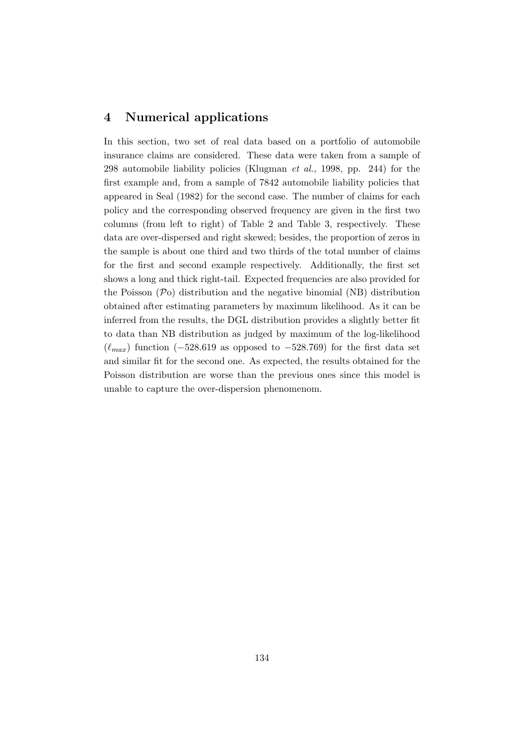## 4 Numerical applications

In this section, two set of real data based on a portfolio of automobile insurance claims are considered. These data were taken from a sample of 298 automobile liability policies (Klugman *et al.*, 1998, pp. 244) for the first example and, from a sample of 7842 automobile liability policies that appeared in Seal (1982) for the second case. The number of claims for each policy and the corresponding observed frequency are given in the first two columns (from left to right) of Table 2 and Table 3, respectively. These data are over-dispersed and right skewed; besides, the proportion of zeros in the sample is about one third and two thirds of the total number of claims for the first and second example respectively. Additionally, the first set shows a long and thick right-tail. Expected frequencies are also provided for the Poisson ($\mathcal{P}$o) distribution and the negative binomial (NB) distribution obtained after estimating parameters by maximum likelihood. As it can be inferred from the results, the DGL distribution provides a slightly better fit to data than NB distribution as judged by maximum of the log-likelihood ($\ell_{max}$) function ($-528.619$ as opposed to $-528.769$) for the first data set and similar fit for the second one. As expected, the results obtained for the Poisson distribution are worse than the previous ones since this model is unable to capture the over-dispersion phenomenom.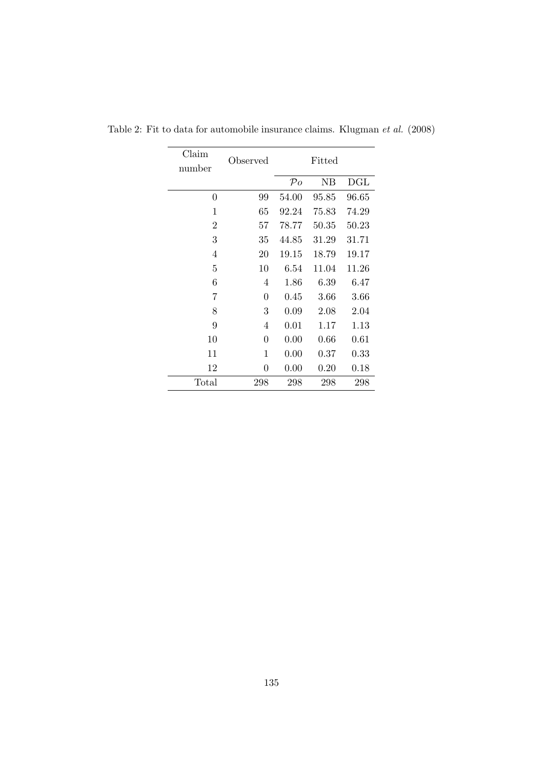Table 2: Fit to data for automobile insurance claims. Klugman *et al.* (2008)

| Claim number | Observed | Fitted | | |
|---|---|---|---|---|
| | | $\mathcal{P}o$ | NB | DGL |
| 0 | 99 | 54.00 | 95.85 | 96.65 |
| 1 | 65 | 92.24 | 75.83 | 74.29 |
| 2 | 57 | 78.77 | 50.35 | 50.23 |
| 3 | 35 | 44.85 | 31.29 | 31.71 |
| 4 | 20 | 19.15 | 18.79 | 19.17 |
| 5 | 10 | 6.54 | 11.04 | 11.26 |
| 6 | 4 | 1.86 | 6.39 | 6.47 |
| 7 | 0 | 0.45 | 3.66 | 3.66 |
| 8 | 3 | 0.09 | 2.08 | 2.04 |
| 9 | 4 | 0.01 | 1.17 | 1.13 |
| 10 | 0 | 0.00 | 0.66 | 0.61 |
| 11 | 1 | 0.00 | 0.37 | 0.33 |
| 12 | 0 | 0.00 | 0.20 | 0.18 |
| Total | 298 | 298 | 298 | 298 |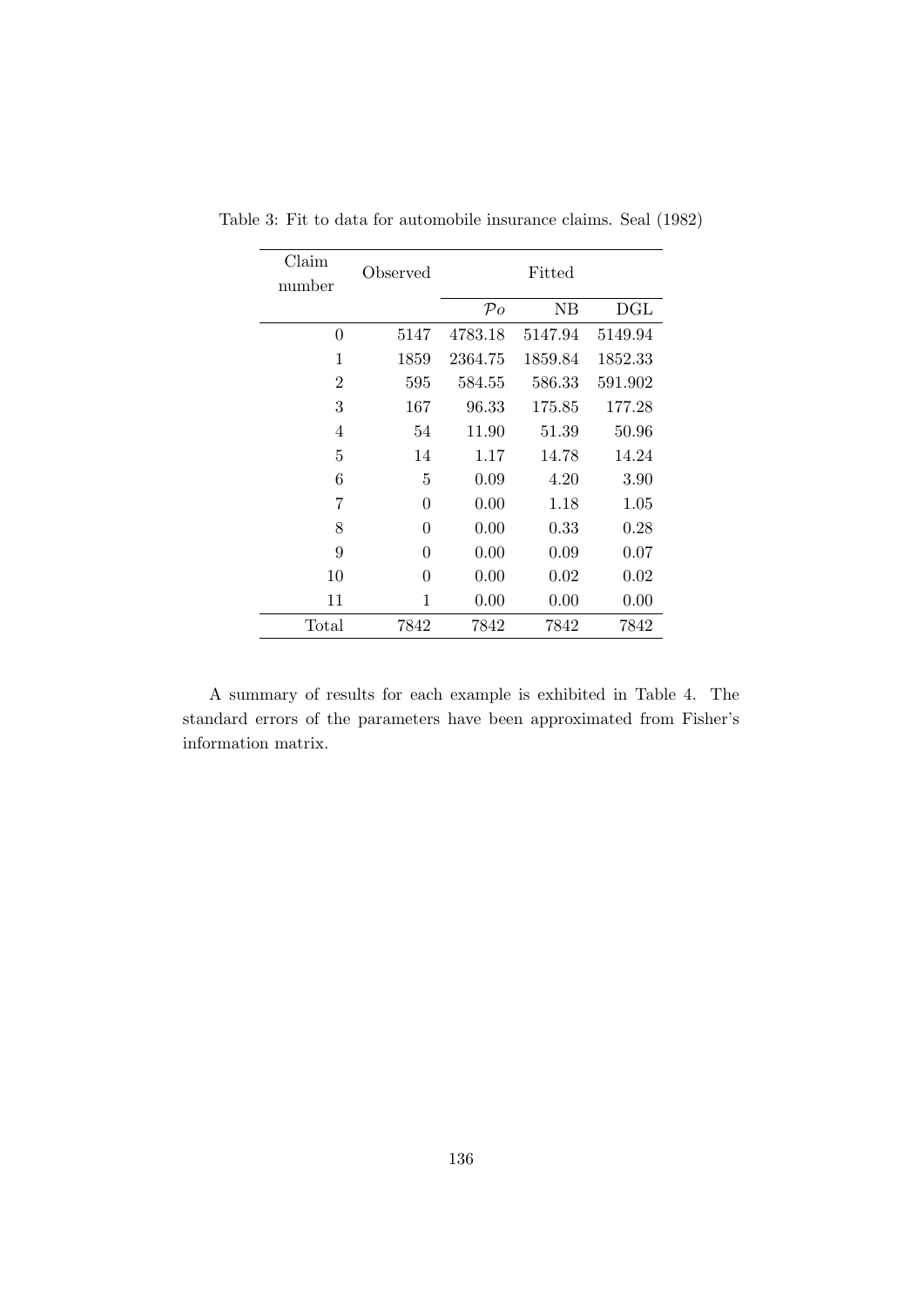Table 3: Fit to data for automobile insurance claims. Seal (1982)

| Claim number | Observed | Fitted | | |
|---|---|---|---|---|
| | | $\mathcal{P}o$ | NB | DGL |
| 0 | 5147 | 4783.18 | 5147.94 | 5149.94 |
| 1 | 1859 | 2364.75 | 1859.84 | 1852.33 |
| 2 | 595 | 584.55 | 586.33 | 591.902 |
| 3 | 167 | 96.33 | 175.85 | 177.28 |
| 4 | 54 | 11.90 | 51.39 | 50.96 |
| 5 | 14 | 1.17 | 14.78 | 14.24 |
| 6 | 5 | 0.09 | 4.20 | 3.90 |
| 7 | 0 | 0.00 | 1.18 | 1.05 |
| 8 | 0 | 0.00 | 0.33 | 0.28 |
| 9 | 0 | 0.00 | 0.09 | 0.07 |
| 10 | 0 | 0.00 | 0.02 | 0.02 |
| 11 | 1 | 0.00 | 0.00 | 0.00 |
| Total | 7842 | 7842 | 7842 | 7842 |

A summary of results for each example is exhibited in Table 4. The standard errors of the parameters have been approximated from Fisher's information matrix.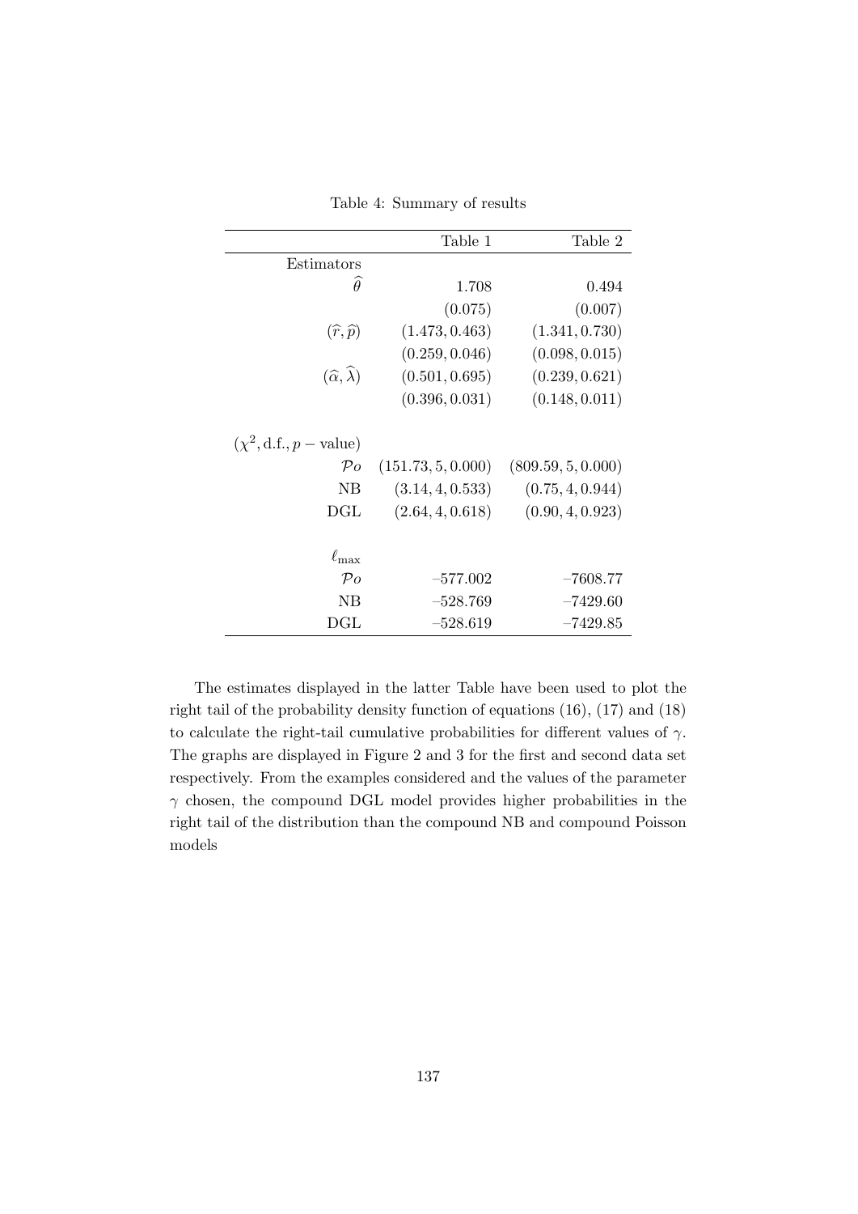Table 4: Summary of results

| | Table 1 | Table 2 |
|---|---|---|
| Estimators | | |
| $\widehat{\theta}$ | 1.708 | 0.494 |
| | (0.075) | (0.007) |
| $(\widehat{r}, \widehat{p})$ | (1.473, 0.463) | (1.341, 0.730) |
| | (0.259, 0.046) | (0.098, 0.015) |
| $(\widehat{\alpha}, \widehat{\lambda})$ | (0.501, 0.695) | (0.239, 0.621) |
| | (0.396, 0.031) | (0.148, 0.011) |
| | | |
| $(\chi^2, \text{d.f.}, p-\text{value})$ | | |
| $\mathcal{P}o$ | (151.73, 5, 0.000) | (809.59, 5, 0.000) |
| NB | (3.14, 4, 0.533) | (0.75, 4, 0.944) |
| DGL | (2.64, 4, 0.618) | (0.90, 4, 0.923) |
| | | |
| $\ell_{\max}$ | | |
| $\mathcal{P}o$ | –577.002 | –7608.77 |
| NB | –528.769 | –7429.60 |
| DGL | –528.619 | –7429.85 |

The estimates displayed in the latter Table have been used to plot the right tail of the probability density function of equations (16), (17) and (18) to calculate the right-tail cumulative probabilities for different values of $\gamma$. The graphs are displayed in Figure 2 and 3 for the first and second data set respectively. From the examples considered and the values of the parameter $\gamma$ chosen, the compound DGL model provides higher probabilities in the right tail of the distribution than the compound NB and compound Poisson models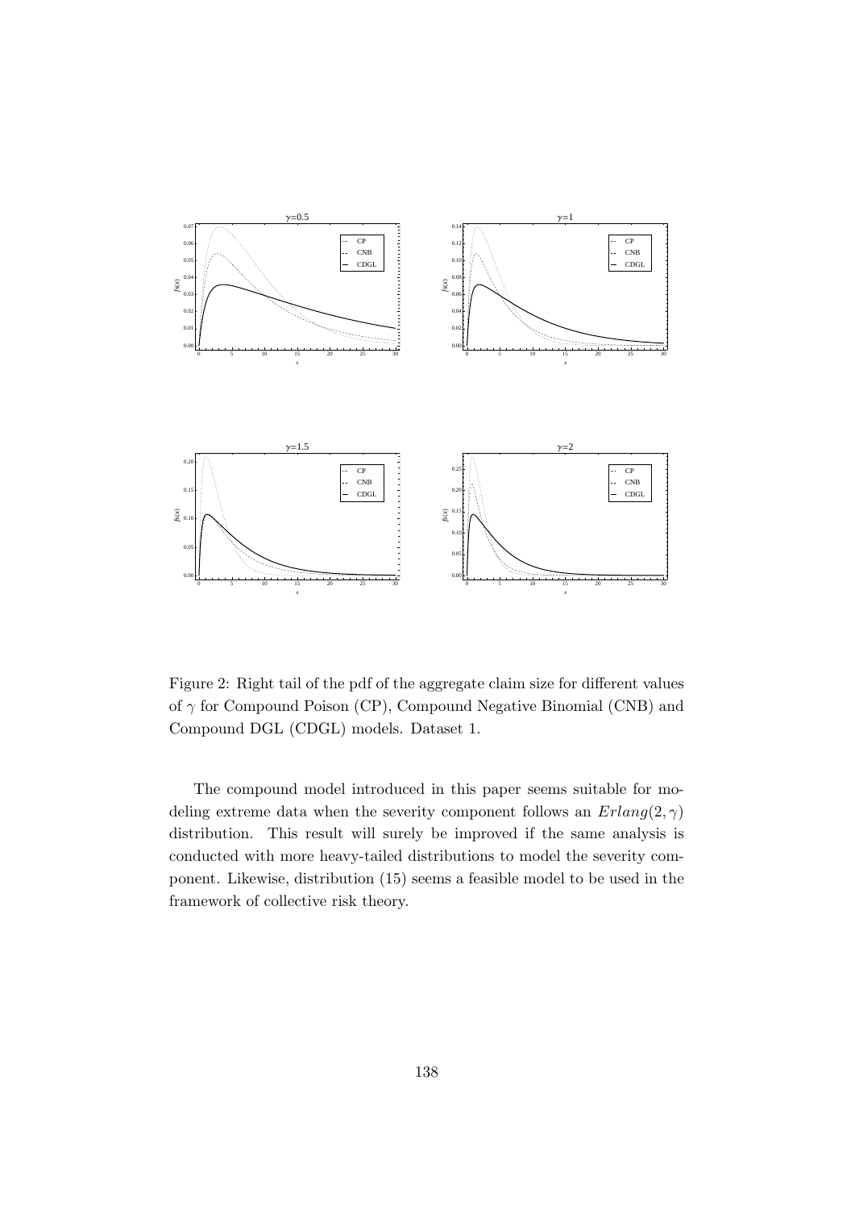Figure 2: Right tail of the pdf of the aggregate claim size for different values of $\gamma$ for Compound Poison (CP), Compound Negative Binomial (CNB) and Compound DGL (CDGL) models. Dataset 1.

The compound model introduced in this paper seems suitable for modeling extreme data when the severity component follows an $Erlang(2, \gamma)$ distribution. This result will surely be improved if the same analysis is conducted with more heavy-tailed distributions to model the severity component. Likewise, distribution (15) seems a feasible model to be used in the framework of collective risk theory.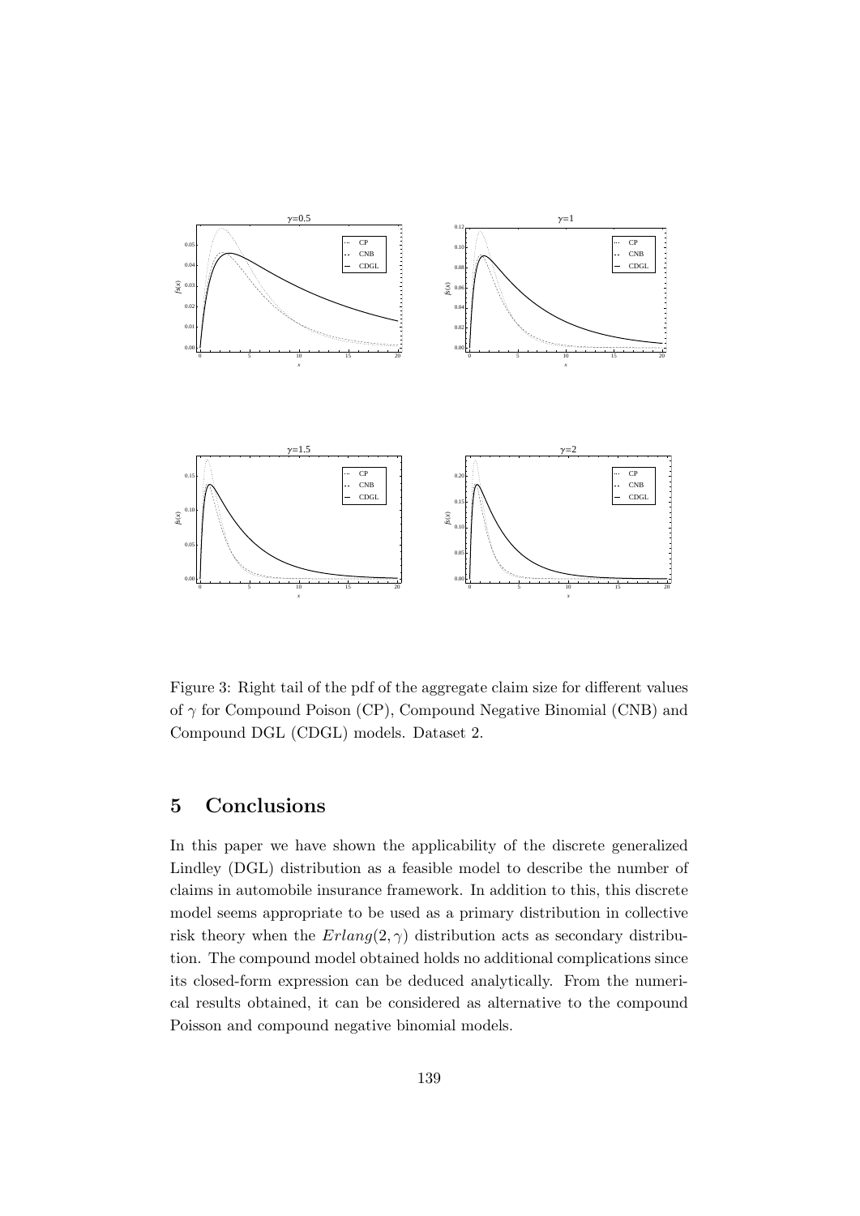Figure 3: Right tail of the pdf of the aggregate claim size for different values of $\gamma$ for Compound Poison (CP), Compound Negative Binomial (CNB) and Compound DGL (CDGL) models. Dataset 2.

## 5 Conclusions

In this paper we have shown the applicability of the discrete generalized Lindley (DGL) distribution as a feasible model to describe the number of claims in automobile insurance framework. In addition to this, this discrete model seems appropriate to be used as a primary distribution in collective risk theory when the $Erlang(2, \gamma)$ distribution acts as secondary distribution. The compound model obtained holds no additional complications since its closed-form expression can be deduced analytically. From the numerical results obtained, it can be considered as alternative to the compound Poisson and compound negative binomial models.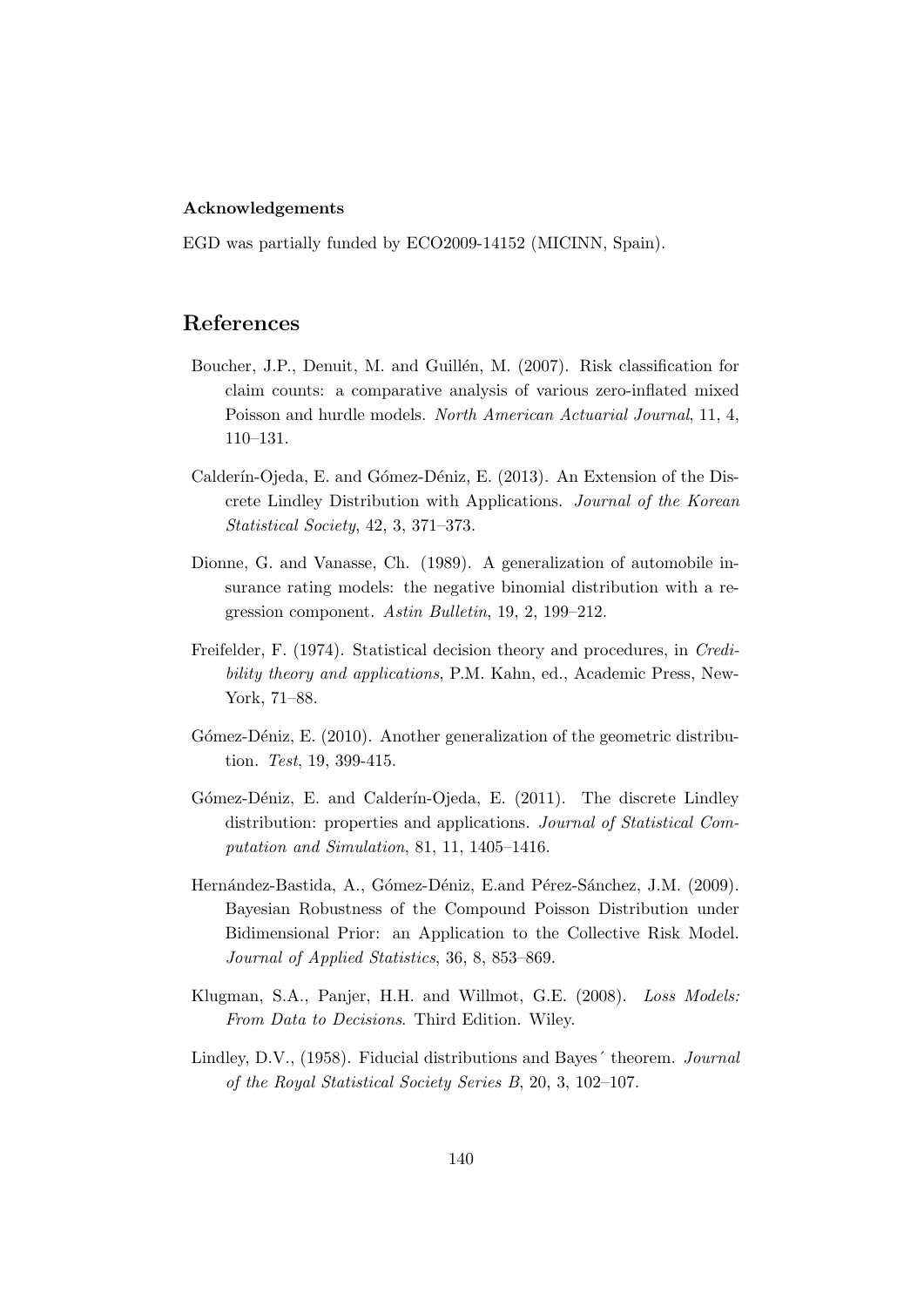#### Acknowledgements

EGD was partially funded by ECO2009-14152 (MICINN, Spain).

## References

Boucher, J.P., Denuit, M. and Guillén, M. (2007). Risk classification for claim counts: a comparative analysis of various zero-inflated mixed Poisson and hurdle models. *North American Actuarial Journal*, 11, 4, 110–131.

Calderín-Ojeda, E. and Gómez-Déniz, E. (2013). An Extension of the Discrete Lindley Distribution with Applications. *Journal of the Korean Statistical Society*, 42, 3, 371–373.

Dionne, G. and Vanasse, Ch. (1989). A generalization of automobile insurance rating models: the negative binomial distribution with a regression component. *Astin Bulletin*, 19, 2, 199–212.

Freifelder, F. (1974). Statistical decision theory and procedures, in *Credibility theory and applications*, P.M. Kahn, ed., Academic Press, New-York, 71–88.

Gómez-Déniz, E. (2010). Another generalization of the geometric distribution. *Test*, 19, 399-415.

Gómez-Déniz, E. and Calderín-Ojeda, E. (2011). The discrete Lindley distribution: properties and applications. *Journal of Statistical Computation and Simulation*, 81, 11, 1405–1416.

Hernández-Bastida, A., Gómez-Déniz, E.and Pérez-Sánchez, J.M. (2009). Bayesian Robustness of the Compound Poisson Distribution under Bidimensional Prior: an Application to the Collective Risk Model. *Journal of Applied Statistics*, 36, 8, 853–869.

Klugman, S.A., Panjer, H.H. and Willmot, G.E. (2008). *Loss Models: From Data to Decisions*. Third Edition. Wiley.

Lindley, D.V., (1958). Fiducial distributions and Bayes´ theorem. *Journal of the Royal Statistical Society Series B*, 20, 3, 102–107.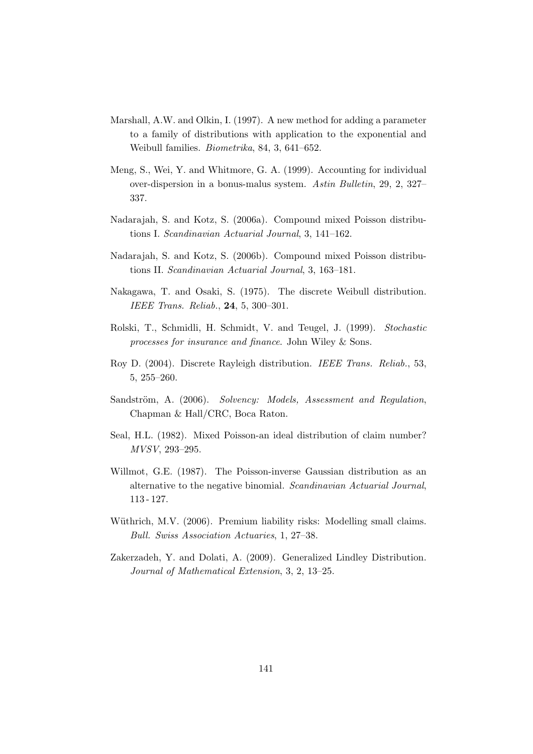Marshall, A.W. and Olkin, I. (1997). A new method for adding a parameter to a family of distributions with application to the exponential and Weibull families. *Biometrika*, 84, 3, 641–652.

Meng, S., Wei, Y. and Whitmore, G. A. (1999). Accounting for individual over-dispersion in a bonus-malus system. *Astin Bulletin*, 29, 2, 327–337.

Nadarajah, S. and Kotz, S. (2006a). Compound mixed Poisson distributions I. *Scandinavian Actuarial Journal*, 3, 141–162.

Nadarajah, S. and Kotz, S. (2006b). Compound mixed Poisson distributions II. *Scandinavian Actuarial Journal*, 3, 163–181.

Nakagawa, T. and Osaki, S. (1975). The discrete Weibull distribution. *IEEE Trans. Reliab.*, **24**, 5, 300–301.

Rolski, T., Schmidli, H. Schmidt, V. and Teugel, J. (1999). *Stochastic processes for insurance and finance*. John Wiley & Sons.

Roy D. (2004). Discrete Rayleigh distribution. *IEEE Trans. Reliab.*, 53, 5, 255–260.

Sandström, A. (2006). *Solvency: Models, Assessment and Regulation*, Chapman & Hall/CRC, Boca Raton.

Seal, H.L. (1982). Mixed Poisson-an ideal distribution of claim number? *MVSV*, 293–295.

Willmot, G.E. (1987). The Poisson-inverse Gaussian distribution as an alternative to the negative binomial. *Scandinavian Actuarial Journal*, 113 - 127.

Wüthrich, M.V. (2006). Premium liability risks: Modelling small claims. *Bull. Swiss Association Actuaries*, 1, 27–38.

Zakerzadeh, Y. and Dolati, A. (2009). Generalized Lindley Distribution. *Journal of Mathematical Extension*, 3, 2, 13–25.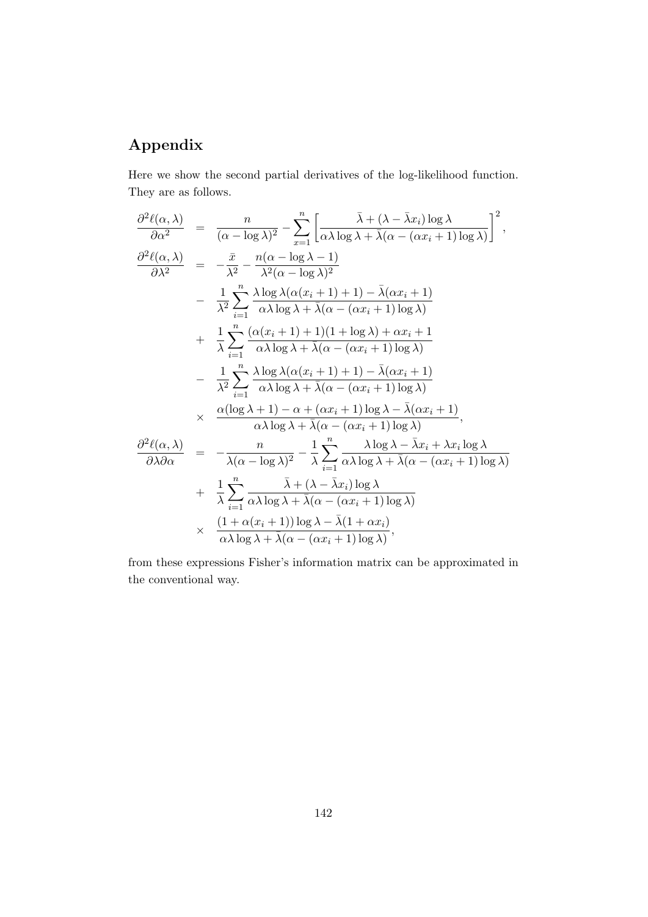## Appendix

Here we show the second partial derivatives of the log-likelihood function. They are as follows.

$$
\begin{aligned}
\frac{\partial^2 \ell(\alpha,\lambda)}{\partial \alpha^2} &= \frac{n}{(\alpha-\log\lambda)^2} - \sum_{x=1}^{n}\left[\frac{\bar{\lambda}+(\lambda-\bar{\lambda}x_i)\log\lambda}{\alpha\lambda\log\lambda+\bar{\lambda}(\alpha-(\alpha x_i+1)\log\lambda)}\right]^2, \\
\frac{\partial^2 \ell(\alpha,\lambda)}{\partial \lambda^2} &= -\frac{\bar{x}}{\lambda^2} - \frac{n(\alpha-\log\lambda-1)}{\lambda^2(\alpha-\log\lambda)^2} \\
&- \frac{1}{\lambda^2}\sum_{i=1}^{n}\frac{\lambda\log\lambda(\alpha(x_i+1)+1)-\bar{\lambda}(\alpha x_i+1)}{\alpha\lambda\log\lambda+\bar{\lambda}(\alpha-(\alpha x_i+1)\log\lambda)} \\
&+ \frac{1}{\lambda}\sum_{i=1}^{n}\frac{(\alpha(x_i+1)+1)(1+\log\lambda)+\alpha x_i+1}{\alpha\lambda\log\lambda+\bar{\lambda}(\alpha-(\alpha x_i+1)\log\lambda)} \\
&- \frac{1}{\lambda^2}\sum_{i=1}^{n}\frac{\lambda\log\lambda(\alpha(x_i+1)+1)-\bar{\lambda}(\alpha x_i+1)}{\alpha\lambda\log\lambda+\bar{\lambda}(\alpha-(\alpha x_i+1)\log\lambda)} \\
&\times \frac{\alpha(\log\lambda+1)-\alpha+(\alpha x_i+1)\log\lambda-\bar{\lambda}(\alpha x_i+1)}{\alpha\lambda\log\lambda+\bar{\lambda}(\alpha-(\alpha x_i+1)\log\lambda)}, \\
\frac{\partial^2 \ell(\alpha,\lambda)}{\partial \lambda\partial\alpha} &= -\frac{n}{\lambda(\alpha-\log\lambda)^2} - \frac{1}{\lambda}\sum_{i=1}^{n}\frac{\lambda\log\lambda-\bar{\lambda}x_i+\lambda x_i\log\lambda}{\alpha\lambda\log\lambda+\bar{\lambda}(\alpha-(\alpha x_i+1)\log\lambda)} \\
&+ \frac{1}{\lambda}\sum_{i=1}^{n}\frac{\bar{\lambda}+(\lambda-\bar{\lambda}x_i)\log\lambda}{\alpha\lambda\log\lambda+\bar{\lambda}(\alpha-(\alpha x_i+1)\log\lambda)} \\
&\times \frac{(1+\alpha(x_i+1))\log\lambda-\bar{\lambda}(1+\alpha x_i)}{\alpha\lambda\log\lambda+\bar{\lambda}(\alpha-(\alpha x_i+1)\log\lambda)},
\end{aligned}
$$

from these expressions Fisher's information matrix can be approximated in the conventional way.